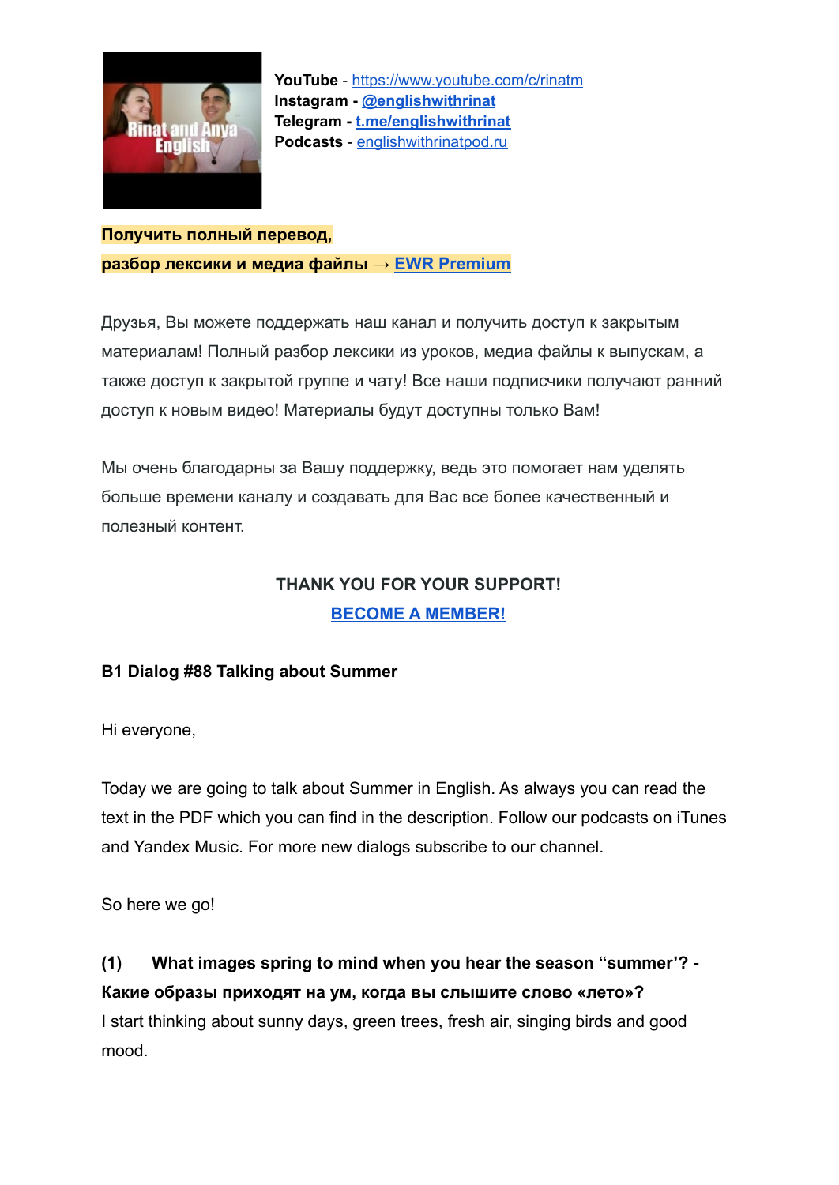**YouTube** - https://www.youtube.com/c/rinatm
**Instagram** - **@englishwithrinat**
**Telegram** - **t.me/englishwithrinat**
**Podcasts** - englishwithrinatpod.ru

**Получить полный перевод,**
**разбор лексики и медиа файлы → EWR Premium**

Друзья, Вы можете поддержать наш канал и получить доступ к закрытым материалам! Полный разбор лексики из уроков, медиа файлы к выпускам, а также доступ к закрытой группе и чату! Все наши подписчики получают ранний доступ к новым видео! Материалы будут доступны только Вам!

Мы очень благодарны за Вашу поддержку, ведь это помогает нам уделять больше времени каналу и создавать для Вас все более качественный и полезный контент.

**THANK YOU FOR YOUR SUPPORT!**
**BECOME A MEMBER!**

**B1 Dialog #88 Talking about Summer**

Hi everyone,

Today we are going to talk about Summer in English. As always you can read the text in the PDF which you can find in the description. Follow our podcasts on iTunes and Yandex Music. For more new dialogs subscribe to our channel.

So here we go!

**(1) What images spring to mind when you hear the season "summer'? - Какие образы приходят на ум, когда вы слышите слово «лето»?**
I start thinking about sunny days, green trees, fresh air, singing birds and good mood.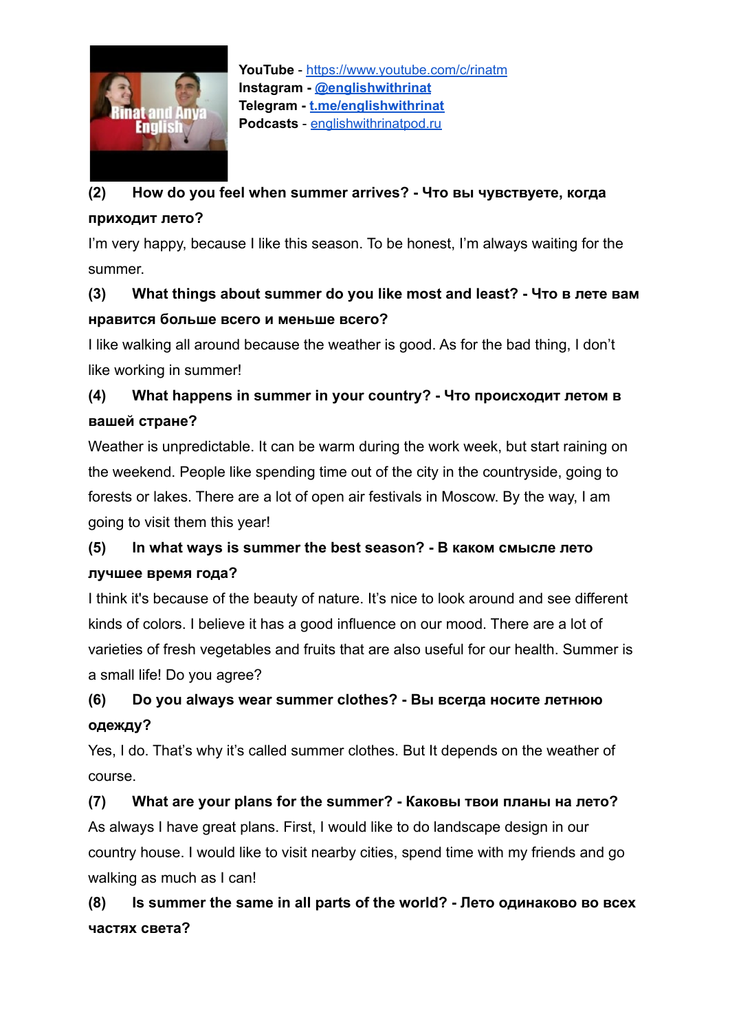**YouTube** - https://www.youtube.com/c/rinatm
**Instagram** - **@englishwithrinat**
**Telegram** - **t.me/englishwithrinat**
**Podcasts** - englishwithrinatpod.ru

**(2) How do you feel when summer arrives? - Что вы чувствуете, когда приходит лето?**

I'm very happy, because I like this season. To be honest, I'm always waiting for the summer.

**(3) What things about summer do you like most and least? - Что в лете вам нравится больше всего и меньше всего?**

I like walking all around because the weather is good. As for the bad thing, I don't like working in summer!

**(4) What happens in summer in your country? - Что происходит летом в вашей стране?**

Weather is unpredictable. It can be warm during the work week, but start raining on the weekend. People like spending time out of the city in the countryside, going to forests or lakes. There are a lot of open air festivals in Moscow. By the way, I am going to visit them this year!

**(5) In what ways is summer the best season? - В каком смысле лето лучшее время года?**

I think it's because of the beauty of nature. It's nice to look around and see different kinds of colors. I believe it has a good influence on our mood. There are a lot of varieties of fresh vegetables and fruits that are also useful for our health. Summer is a small life! Do you agree?

**(6) Do you always wear summer clothes? - Вы всегда носите летнюю одежду?**

Yes, I do. That's why it's called summer clothes. But It depends on the weather of course.

**(7) What are your plans for the summer? - Каковы твои планы на лето?**

As always I have great plans. First, I would like to do landscape design in our country house. I would like to visit nearby cities, spend time with my friends and go walking as much as I can!

**(8) Is summer the same in all parts of the world? - Лето одинаково во всех частях света?**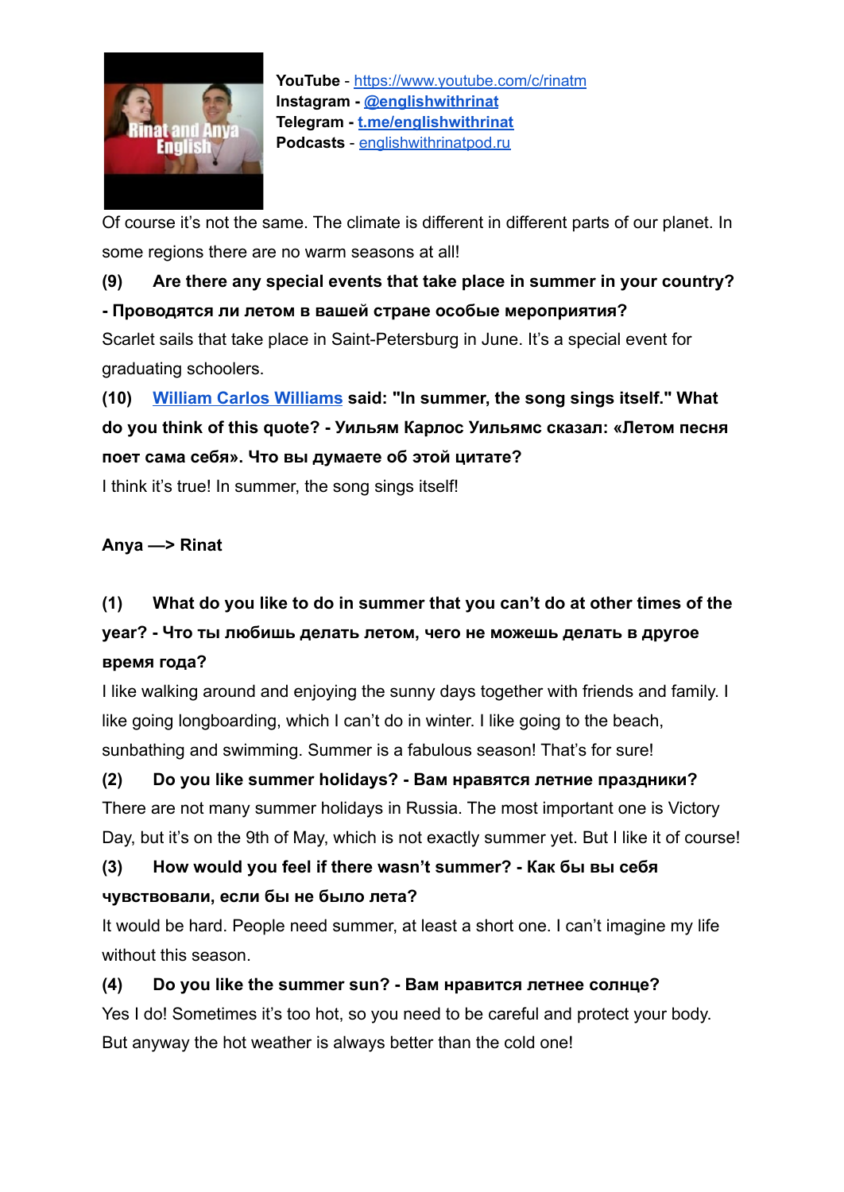**YouTube** - https://www.youtube.com/c/rinatm
**Instagram** - **@englishwithrinat**
**Telegram** - **t.me/englishwithrinat**
**Podcasts** - englishwithrinatpod.ru

Of course it's not the same. The climate is different in different parts of our planet. In some regions there are no warm seasons at all!

**(9) Are there any special events that take place in summer in your country? - Проводятся ли летом в вашей стране особые мероприятия?**

Scarlet sails that take place in Saint-Petersburg in June. It's a special event for graduating schoolers.

**(10) William Carlos Williams said: "In summer, the song sings itself." What do you think of this quote? - Уильям Карлос Уильямс сказал: «Летом песня поет сама себя». Что вы думаете об этой цитате?**

I think it's true! In summer, the song sings itself!

**Anya —> Rinat**

**(1) What do you like to do in summer that you can't do at other times of the year? - Что ты любишь делать летом, чего не можешь делать в другое время года?**

I like walking around and enjoying the sunny days together with friends and family. I like going longboarding, which I can't do in winter. I like going to the beach, sunbathing and swimming. Summer is a fabulous season! That's for sure!

**(2) Do you like summer holidays? - Вам нравятся летние праздники?**

There are not many summer holidays in Russia. The most important one is Victory Day, but it's on the 9th of May, which is not exactly summer yet. But I like it of course!

**(3) How would you feel if there wasn't summer? - Как бы вы себя чувствовали, если бы не было лета?**

It would be hard. People need summer, at least a short one. I can't imagine my life without this season.

**(4) Do you like the summer sun? - Вам нравится летнее солнце?**

Yes I do! Sometimes it's too hot, so you need to be careful and protect your body. But anyway the hot weather is always better than the cold one!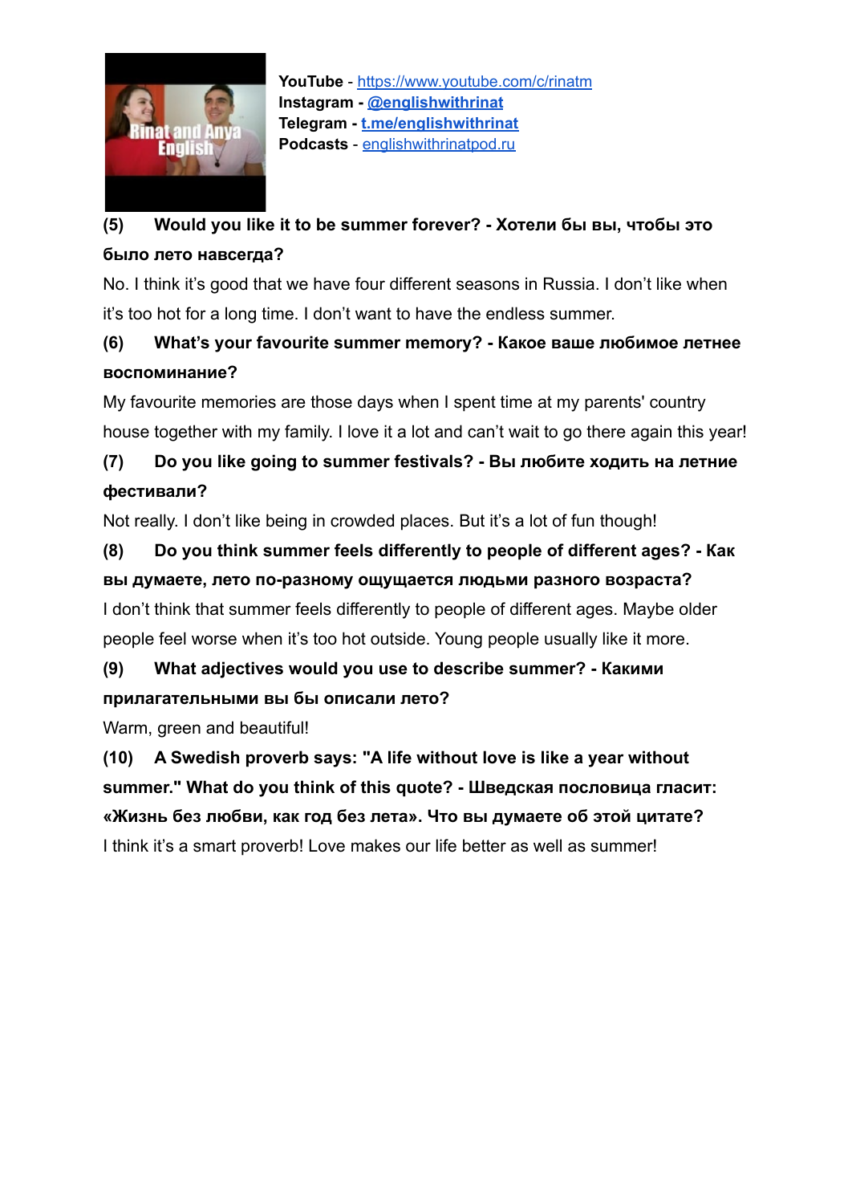**YouTube** - https://www.youtube.com/c/rinatm
**Instagram** - **@englishwithrinat**
**Telegram** - **t.me/englishwithrinat**
**Podcasts** - englishwithrinatpod.ru

**(5) Would you like it to be summer forever? - Хотели бы вы, чтобы это было лето навсегда?**

No. I think it's good that we have four different seasons in Russia. I don't like when it's too hot for a long time. I don't want to have the endless summer.

**(6) What's your favourite summer memory? - Какое ваше любимое летнее воспоминание?**

My favourite memories are those days when I spent time at my parents' country house together with my family. I love it a lot and can't wait to go there again this year!

**(7) Do you like going to summer festivals? - Вы любите ходить на летние фестивали?**

Not really. I don't like being in crowded places. But it's a lot of fun though!

**(8) Do you think summer feels differently to people of different ages? - Как вы думаете, лето по-разному ощущается людьми разного возраста?**

I don't think that summer feels differently to people of different ages. Maybe older people feel worse when it's too hot outside. Young people usually like it more.

**(9) What adjectives would you use to describe summer? - Какими прилагательными вы бы описали лето?**

Warm, green and beautiful!

**(10) A Swedish proverb says: "A life without love is like a year without summer." What do you think of this quote? - Шведская пословица гласит: «Жизнь без любви, как год без лета». Что вы думаете об этой цитате?**

I think it's a smart proverb! Love makes our life better as well as summer!